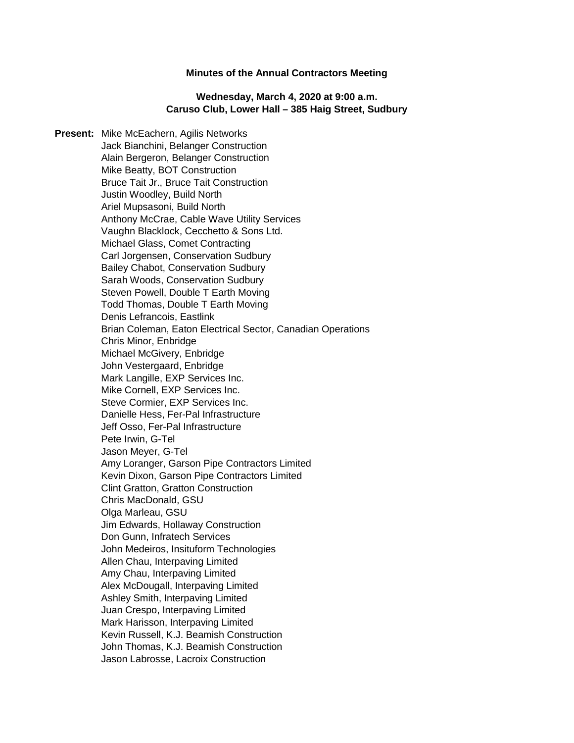**Minutes of the Annual Contractors Meeting**

**Wednesday, March 4, 2020 at 9:00 a.m.**
**Caruso Club, Lower Hall – 385 Haig Street, Sudbury**

**Present:** Mike McEachern, Agilis Networks
Jack Bianchini, Belanger Construction
Alain Bergeron, Belanger Construction
Mike Beatty, BOT Construction
Bruce Tait Jr., Bruce Tait Construction
Justin Woodley, Build North
Ariel Mupsasoni, Build North
Anthony McCrae, Cable Wave Utility Services
Vaughn Blacklock, Cecchetto & Sons Ltd.
Michael Glass, Comet Contracting
Carl Jorgensen, Conservation Sudbury
Bailey Chabot, Conservation Sudbury
Sarah Woods, Conservation Sudbury
Steven Powell, Double T Earth Moving
Todd Thomas, Double T Earth Moving
Denis Lefrancois, Eastlink
Brian Coleman, Eaton Electrical Sector, Canadian Operations
Chris Minor, Enbridge
Michael McGivery, Enbridge
John Vestergaard, Enbridge
Mark Langille, EXP Services Inc.
Mike Cornell, EXP Services Inc.
Steve Cormier, EXP Services Inc.
Danielle Hess, Fer-Pal Infrastructure
Jeff Osso, Fer-Pal Infrastructure
Pete Irwin, G-Tel
Jason Meyer, G-Tel
Amy Loranger, Garson Pipe Contractors Limited
Kevin Dixon, Garson Pipe Contractors Limited
Clint Gratton, Gratton Construction
Chris MacDonald, GSU
Olga Marleau, GSU
Jim Edwards, Hollaway Construction
Don Gunn, Infratech Services
John Medeiros, Insituform Technologies
Allen Chau, Interpaving Limited
Amy Chau, Interpaving Limited
Alex McDougall, Interpaving Limited
Ashley Smith, Interpaving Limited
Juan Crespo, Interpaving Limited
Mark Harisson, Interpaving Limited
Kevin Russell, K.J. Beamish Construction
John Thomas, K.J. Beamish Construction
Jason Labrosse, Lacroix Construction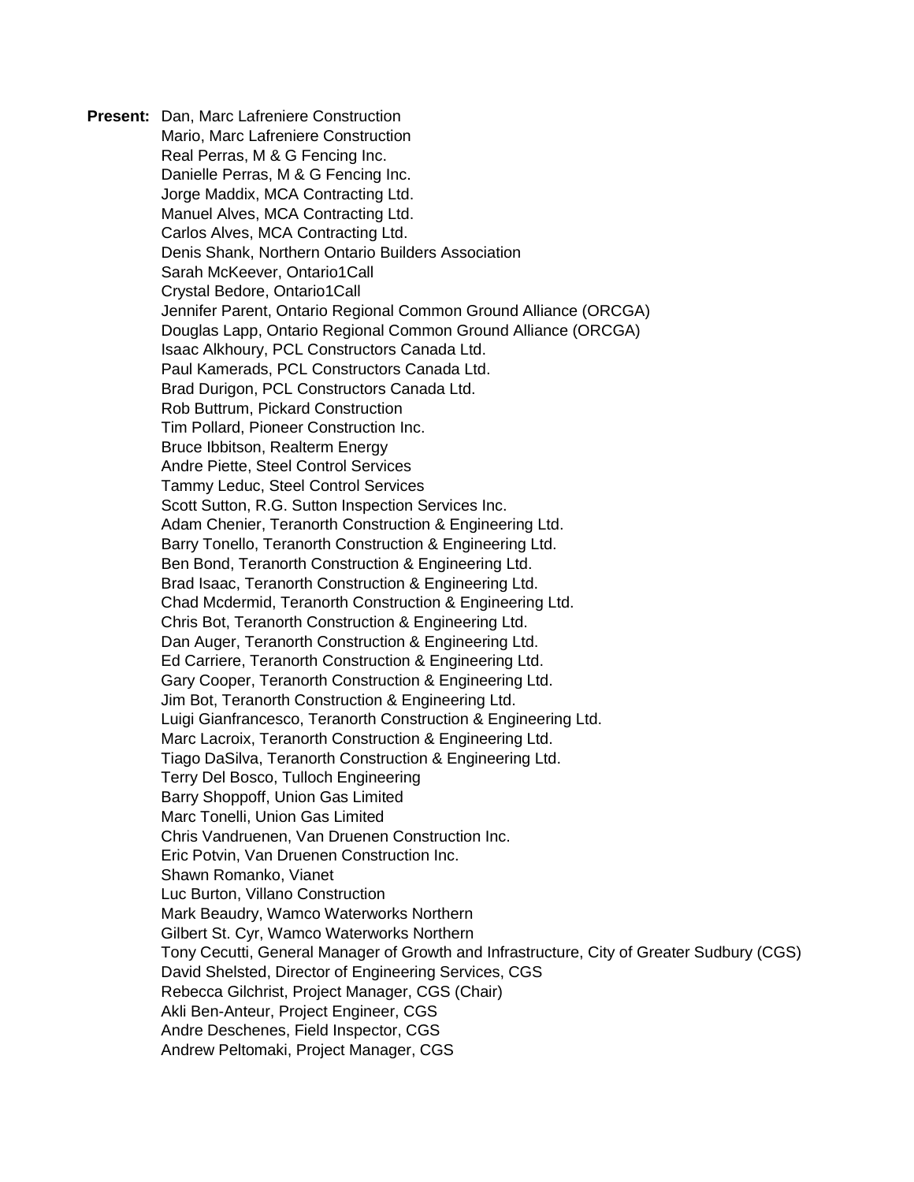**Present:** Dan, Marc Lafreniere Construction
Mario, Marc Lafreniere Construction
Real Perras, M & G Fencing Inc.
Danielle Perras, M & G Fencing Inc.
Jorge Maddix, MCA Contracting Ltd.
Manuel Alves, MCA Contracting Ltd.
Carlos Alves, MCA Contracting Ltd.
Denis Shank, Northern Ontario Builders Association
Sarah McKeever, Ontario1Call
Crystal Bedore, Ontario1Call
Jennifer Parent, Ontario Regional Common Ground Alliance (ORCGA)
Douglas Lapp, Ontario Regional Common Ground Alliance (ORCGA)
Isaac Alkhoury, PCL Constructors Canada Ltd.
Paul Kamerads, PCL Constructors Canada Ltd.
Brad Durigon, PCL Constructors Canada Ltd.
Rob Buttrum, Pickard Construction
Tim Pollard, Pioneer Construction Inc.
Bruce Ibbitson, Realterm Energy
Andre Piette, Steel Control Services
Tammy Leduc, Steel Control Services
Scott Sutton, R.G. Sutton Inspection Services Inc.
Adam Chenier, Teranorth Construction & Engineering Ltd.
Barry Tonello, Teranorth Construction & Engineering Ltd.
Ben Bond, Teranorth Construction & Engineering Ltd.
Brad Isaac, Teranorth Construction & Engineering Ltd.
Chad Mcdermid, Teranorth Construction & Engineering Ltd.
Chris Bot, Teranorth Construction & Engineering Ltd.
Dan Auger, Teranorth Construction & Engineering Ltd.
Ed Carriere, Teranorth Construction & Engineering Ltd.
Gary Cooper, Teranorth Construction & Engineering Ltd.
Jim Bot, Teranorth Construction & Engineering Ltd.
Luigi Gianfrancesco, Teranorth Construction & Engineering Ltd.
Marc Lacroix, Teranorth Construction & Engineering Ltd.
Tiago DaSilva, Teranorth Construction & Engineering Ltd.
Terry Del Bosco, Tulloch Engineering
Barry Shoppoff, Union Gas Limited
Marc Tonelli, Union Gas Limited
Chris Vandruenen, Van Druenen Construction Inc.
Eric Potvin, Van Druenen Construction Inc.
Shawn Romanko, Vianet
Luc Burton, Villano Construction
Mark Beaudry, Wamco Waterworks Northern
Gilbert St. Cyr, Wamco Waterworks Northern
Tony Cecutti, General Manager of Growth and Infrastructure, City of Greater Sudbury (CGS)
David Shelsted, Director of Engineering Services, CGS
Rebecca Gilchrist, Project Manager, CGS (Chair)
Akli Ben-Anteur, Project Engineer, CGS
Andre Deschenes, Field Inspector, CGS
Andrew Peltomaki, Project Manager, CGS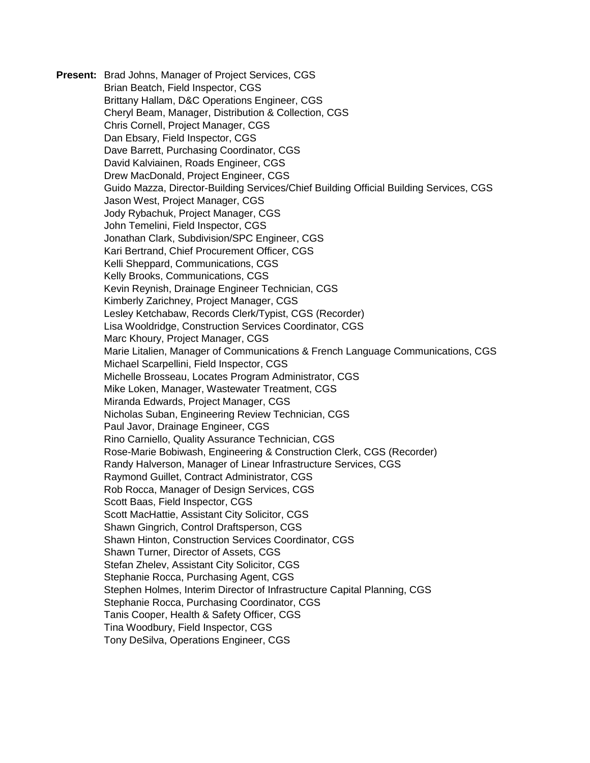**Present:** Brad Johns, Manager of Project Services, CGS
Brian Beatch, Field Inspector, CGS
Brittany Hallam, D&C Operations Engineer, CGS
Cheryl Beam, Manager, Distribution & Collection, CGS
Chris Cornell, Project Manager, CGS
Dan Ebsary, Field Inspector, CGS
Dave Barrett, Purchasing Coordinator, CGS
David Kalviainen, Roads Engineer, CGS
Drew MacDonald, Project Engineer, CGS
Guido Mazza, Director-Building Services/Chief Building Official Building Services, CGS
Jason West, Project Manager, CGS
Jody Rybachuk, Project Manager, CGS
John Temelini, Field Inspector, CGS
Jonathan Clark, Subdivision/SPC Engineer, CGS
Kari Bertrand, Chief Procurement Officer, CGS
Kelli Sheppard, Communications, CGS
Kelly Brooks, Communications, CGS
Kevin Reynish, Drainage Engineer Technician, CGS
Kimberly Zarichney, Project Manager, CGS
Lesley Ketchabaw, Records Clerk/Typist, CGS (Recorder)
Lisa Wooldridge, Construction Services Coordinator, CGS
Marc Khoury, Project Manager, CGS
Marie Litalien, Manager of Communications & French Language Communications, CGS
Michael Scarpellini, Field Inspector, CGS
Michelle Brosseau, Locates Program Administrator, CGS
Mike Loken, Manager, Wastewater Treatment, CGS
Miranda Edwards, Project Manager, CGS
Nicholas Suban, Engineering Review Technician, CGS
Paul Javor, Drainage Engineer, CGS
Rino Carniello, Quality Assurance Technician, CGS
Rose-Marie Bobiwash, Engineering & Construction Clerk, CGS (Recorder)
Randy Halverson, Manager of Linear Infrastructure Services, CGS
Raymond Guillet, Contract Administrator, CGS
Rob Rocca, Manager of Design Services, CGS
Scott Baas, Field Inspector, CGS
Scott MacHattie, Assistant City Solicitor, CGS
Shawn Gingrich, Control Draftsperson, CGS
Shawn Hinton, Construction Services Coordinator, CGS
Shawn Turner, Director of Assets, CGS
Stefan Zhelev, Assistant City Solicitor, CGS
Stephanie Rocca, Purchasing Agent, CGS
Stephen Holmes, Interim Director of Infrastructure Capital Planning, CGS
Stephanie Rocca, Purchasing Coordinator, CGS
Tanis Cooper, Health & Safety Officer, CGS
Tina Woodbury, Field Inspector, CGS
Tony DeSilva, Operations Engineer, CGS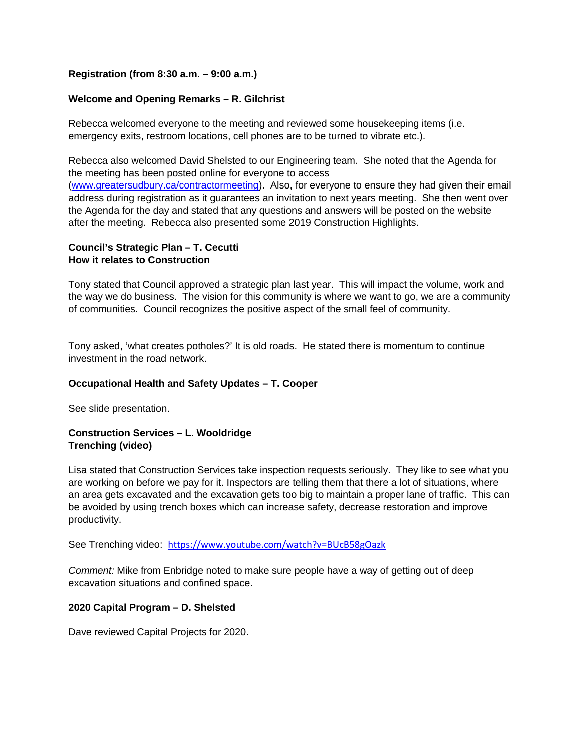**Registration (from 8:30 a.m. – 9:00 a.m.)**

**Welcome and Opening Remarks – R. Gilchrist**

Rebecca welcomed everyone to the meeting and reviewed some housekeeping items (i.e. emergency exits, restroom locations, cell phones are to be turned to vibrate etc.).

Rebecca also welcomed David Shelsted to our Engineering team. She noted that the Agenda for the meeting has been posted online for everyone to access ([www.greatersudbury.ca/contractormeeting](www.greatersudbury.ca/contractormeeting)). Also, for everyone to ensure they had given their email address during registration as it guarantees an invitation to next years meeting. She then went over the Agenda for the day and stated that any questions and answers will be posted on the website after the meeting. Rebecca also presented some 2019 Construction Highlights.

**Council's Strategic Plan – T. Cecutti**
**How it relates to Construction**

Tony stated that Council approved a strategic plan last year. This will impact the volume, work and the way we do business. The vision for this community is where we want to go, we are a community of communities. Council recognizes the positive aspect of the small feel of community.

Tony asked, 'what creates potholes?' It is old roads. He stated there is momentum to continue investment in the road network.

**Occupational Health and Safety Updates – T. Cooper**

See slide presentation.

**Construction Services – L. Wooldridge**
**Trenching (video)**

Lisa stated that Construction Services take inspection requests seriously. They like to see what you are working on before we pay for it. Inspectors are telling them that there a lot of situations, where an area gets excavated and the excavation gets too big to maintain a proper lane of traffic. This can be avoided by using trench boxes which can increase safety, decrease restoration and improve productivity.

See Trenching video: [https://www.youtube.com/watch?v=BUcB58gOazk](https://www.youtube.com/watch?v=BUcB58gOazk)

*Comment:* Mike from Enbridge noted to make sure people have a way of getting out of deep excavation situations and confined space.

**2020 Capital Program – D. Shelsted**

Dave reviewed Capital Projects for 2020.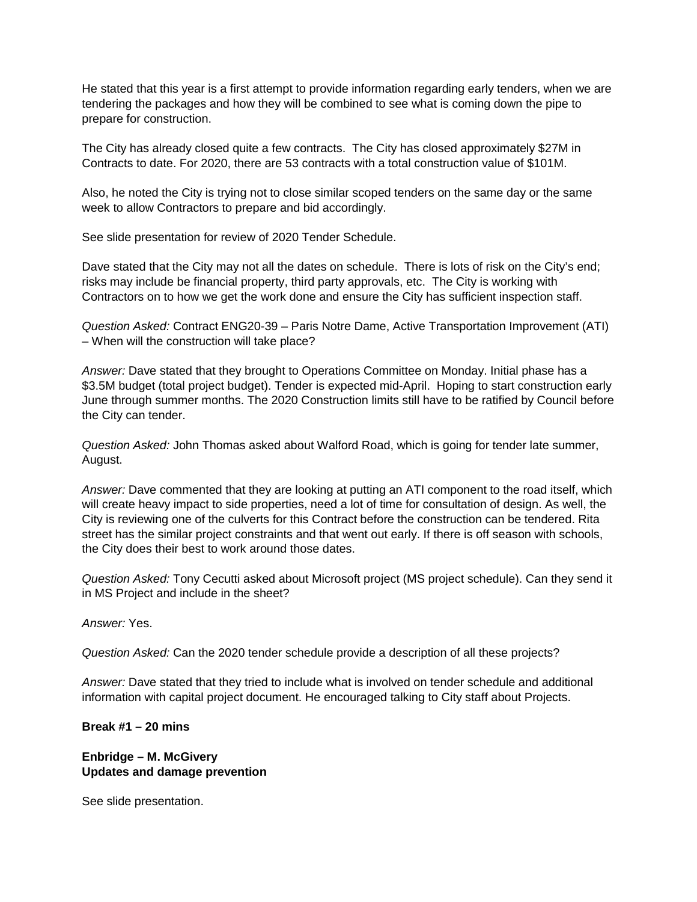He stated that this year is a first attempt to provide information regarding early tenders, when we are tendering the packages and how they will be combined to see what is coming down the pipe to prepare for construction.

The City has already closed quite a few contracts. The City has closed approximately $27M in Contracts to date. For 2020, there are 53 contracts with a total construction value of $101M.

Also, he noted the City is trying not to close similar scoped tenders on the same day or the same week to allow Contractors to prepare and bid accordingly.

See slide presentation for review of 2020 Tender Schedule.

Dave stated that the City may not all the dates on schedule. There is lots of risk on the City's end; risks may include be financial property, third party approvals, etc. The City is working with Contractors on to how we get the work done and ensure the City has sufficient inspection staff.

*Question Asked:* Contract ENG20-39 – Paris Notre Dame, Active Transportation Improvement (ATI) – When will the construction will take place?

*Answer:* Dave stated that they brought to Operations Committee on Monday. Initial phase has a $3.5M budget (total project budget). Tender is expected mid-April. Hoping to start construction early June through summer months. The 2020 Construction limits still have to be ratified by Council before the City can tender.

*Question Asked:* John Thomas asked about Walford Road, which is going for tender late summer, August.

*Answer:* Dave commented that they are looking at putting an ATI component to the road itself, which will create heavy impact to side properties, need a lot of time for consultation of design. As well, the City is reviewing one of the culverts for this Contract before the construction can be tendered. Rita street has the similar project constraints and that went out early. If there is off season with schools, the City does their best to work around those dates.

*Question Asked:* Tony Cecutti asked about Microsoft project (MS project schedule). Can they send it in MS Project and include in the sheet?

*Answer:* Yes.

*Question Asked:* Can the 2020 tender schedule provide a description of all these projects?

*Answer:* Dave stated that they tried to include what is involved on tender schedule and additional information with capital project document. He encouraged talking to City staff about Projects.

**Break #1 – 20 mins**

**Enbridge – M. McGivery**
**Updates and damage prevention**

See slide presentation.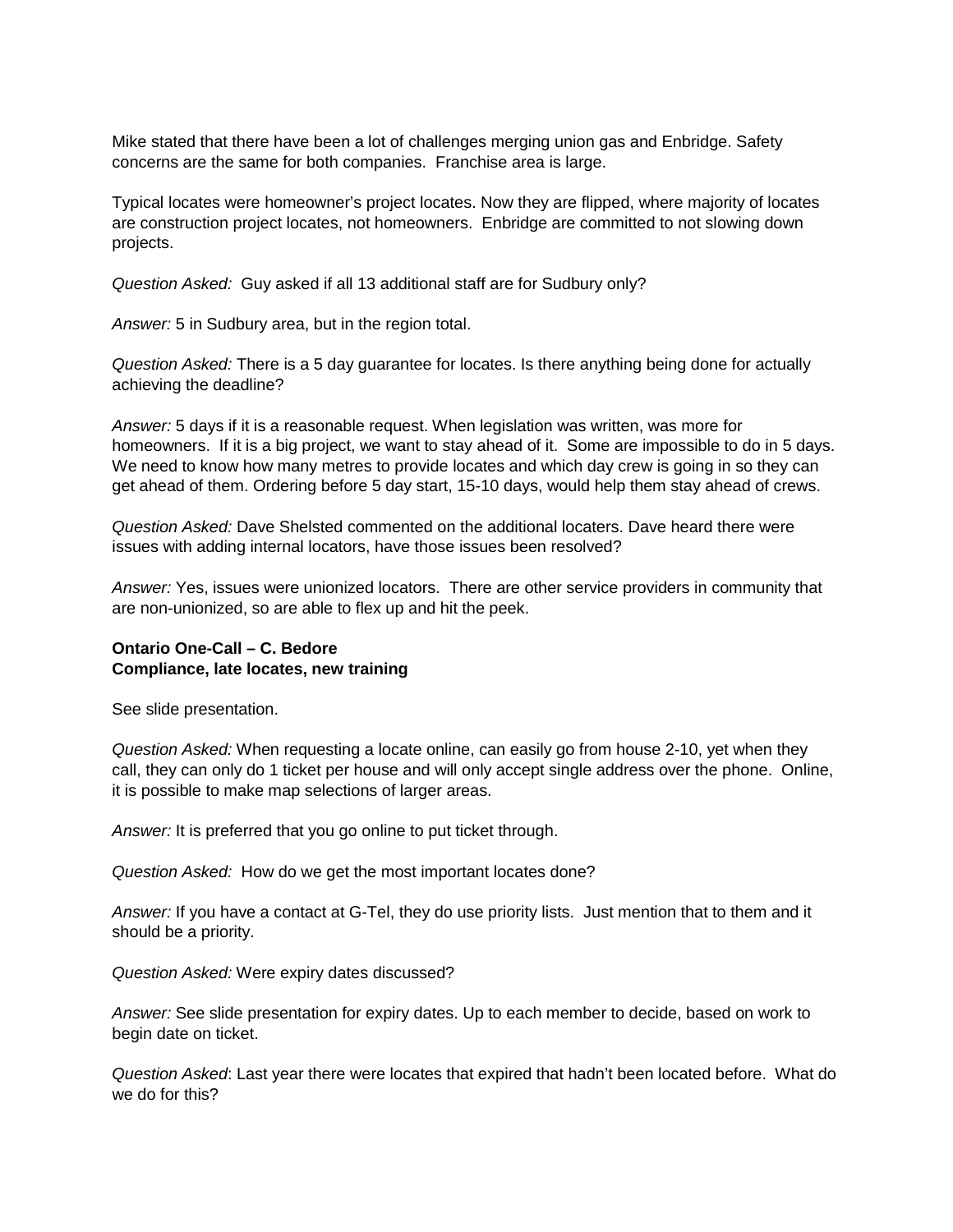Mike stated that there have been a lot of challenges merging union gas and Enbridge. Safety concerns are the same for both companies. Franchise area is large.

Typical locates were homeowner's project locates. Now they are flipped, where majority of locates are construction project locates, not homeowners. Enbridge are committed to not slowing down projects.

*Question Asked:* Guy asked if all 13 additional staff are for Sudbury only?

*Answer:* 5 in Sudbury area, but in the region total.

*Question Asked:* There is a 5 day guarantee for locates. Is there anything being done for actually achieving the deadline?

*Answer:* 5 days if it is a reasonable request. When legislation was written, was more for homeowners. If it is a big project, we want to stay ahead of it. Some are impossible to do in 5 days. We need to know how many metres to provide locates and which day crew is going in so they can get ahead of them. Ordering before 5 day start, 15-10 days, would help them stay ahead of crews.

*Question Asked:* Dave Shelsted commented on the additional locaters. Dave heard there were issues with adding internal locators, have those issues been resolved?

*Answer:* Yes, issues were unionized locators. There are other service providers in community that are non-unionized, so are able to flex up and hit the peek.

**Ontario One-Call – C. Bedore**
**Compliance, late locates, new training**

See slide presentation.

*Question Asked:* When requesting a locate online, can easily go from house 2-10, yet when they call, they can only do 1 ticket per house and will only accept single address over the phone. Online, it is possible to make map selections of larger areas.

*Answer:* It is preferred that you go online to put ticket through.

*Question Asked:* How do we get the most important locates done?

*Answer:* If you have a contact at G-Tel, they do use priority lists. Just mention that to them and it should be a priority.

*Question Asked:* Were expiry dates discussed?

*Answer:* See slide presentation for expiry dates. Up to each member to decide, based on work to begin date on ticket.

*Question Asked*: Last year there were locates that expired that hadn't been located before. What do we do for this?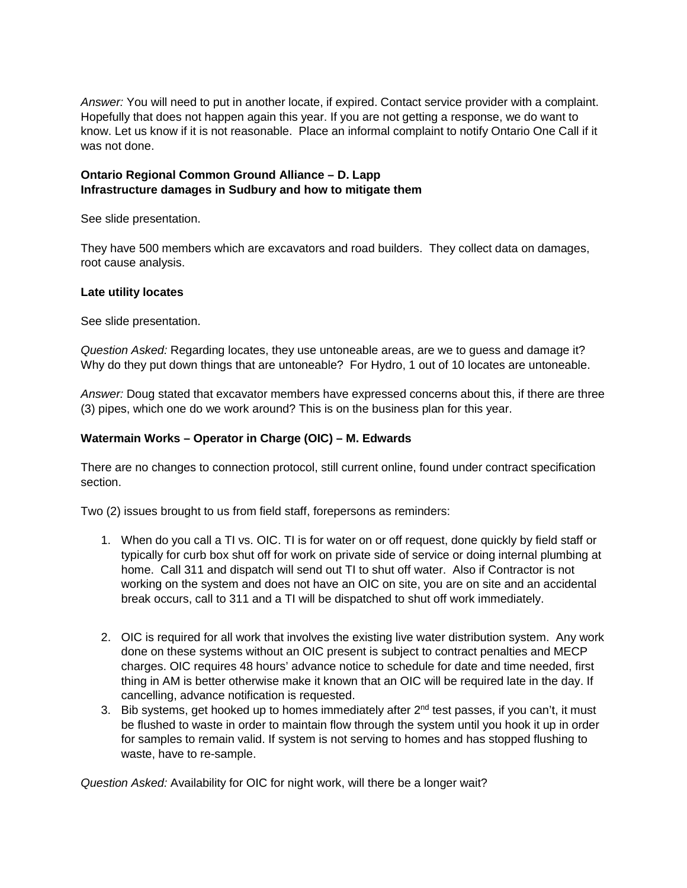*Answer:* You will need to put in another locate, if expired. Contact service provider with a complaint. Hopefully that does not happen again this year. If you are not getting a response, we do want to know. Let us know if it is not reasonable. Place an informal complaint to notify Ontario One Call if it was not done.

**Ontario Regional Common Ground Alliance – D. Lapp**
**Infrastructure damages in Sudbury and how to mitigate them**

See slide presentation.

They have 500 members which are excavators and road builders. They collect data on damages, root cause analysis.

**Late utility locates**

See slide presentation.

*Question Asked:* Regarding locates, they use untoneable areas, are we to guess and damage it? Why do they put down things that are untoneable? For Hydro, 1 out of 10 locates are untoneable.

*Answer:* Doug stated that excavator members have expressed concerns about this, if there are three (3) pipes, which one do we work around? This is on the business plan for this year.

**Watermain Works – Operator in Charge (OIC) – M. Edwards**

There are no changes to connection protocol, still current online, found under contract specification section.

Two (2) issues brought to us from field staff, forepersons as reminders:

1. When do you call a TI vs. OIC. TI is for water on or off request, done quickly by field staff or typically for curb box shut off for work on private side of service or doing internal plumbing at home. Call 311 and dispatch will send out TI to shut off water. Also if Contractor is not working on the system and does not have an OIC on site, you are on site and an accidental break occurs, call to 311 and a TI will be dispatched to shut off work immediately.

2. OIC is required for all work that involves the existing live water distribution system. Any work done on these systems without an OIC present is subject to contract penalties and MECP charges. OIC requires 48 hours' advance notice to schedule for date and time needed, first thing in AM is better otherwise make it known that an OIC will be required late in the day. If cancelling, advance notification is requested.
3. Bib systems, get hooked up to homes immediately after 2nd test passes, if you can't, it must be flushed to waste in order to maintain flow through the system until you hook it up in order for samples to remain valid. If system is not serving to homes and has stopped flushing to waste, have to re-sample.

*Question Asked:* Availability for OIC for night work, will there be a longer wait?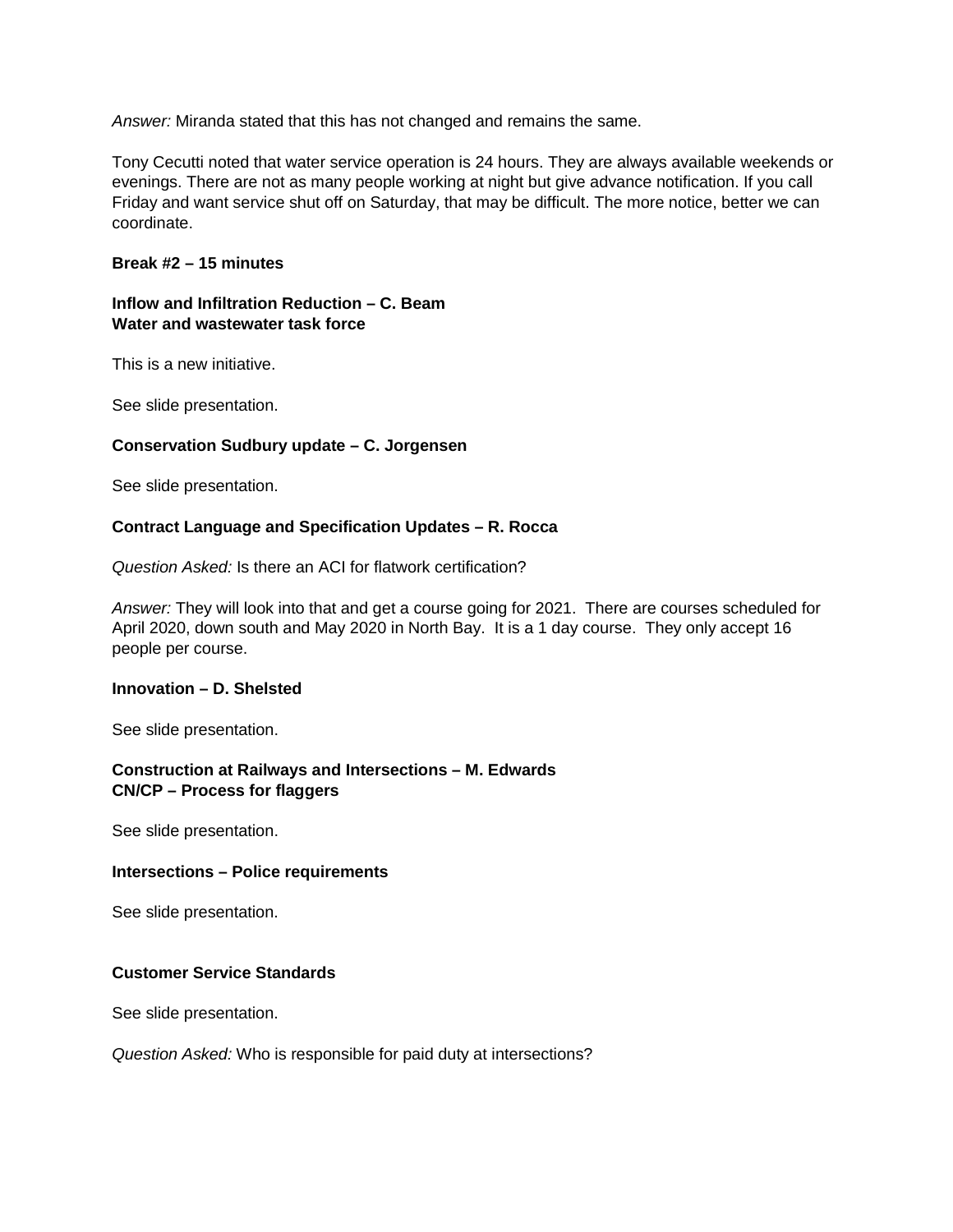*Answer:* Miranda stated that this has not changed and remains the same.

Tony Cecutti noted that water service operation is 24 hours. They are always available weekends or evenings. There are not as many people working at night but give advance notification. If you call Friday and want service shut off on Saturday, that may be difficult. The more notice, better we can coordinate.

**Break #2 – 15 minutes**

**Inflow and Infiltration Reduction – C. Beam**
**Water and wastewater task force**

This is a new initiative.

See slide presentation.

**Conservation Sudbury update – C. Jorgensen**

See slide presentation.

**Contract Language and Specification Updates – R. Rocca**

*Question Asked:* Is there an ACI for flatwork certification?

*Answer:* They will look into that and get a course going for 2021. There are courses scheduled for April 2020, down south and May 2020 in North Bay. It is a 1 day course. They only accept 16 people per course.

**Innovation – D. Shelsted**

See slide presentation.

**Construction at Railways and Intersections – M. Edwards**
**CN/CP – Process for flaggers**

See slide presentation.

**Intersections – Police requirements**

See slide presentation.

**Customer Service Standards**

See slide presentation.

*Question Asked:* Who is responsible for paid duty at intersections?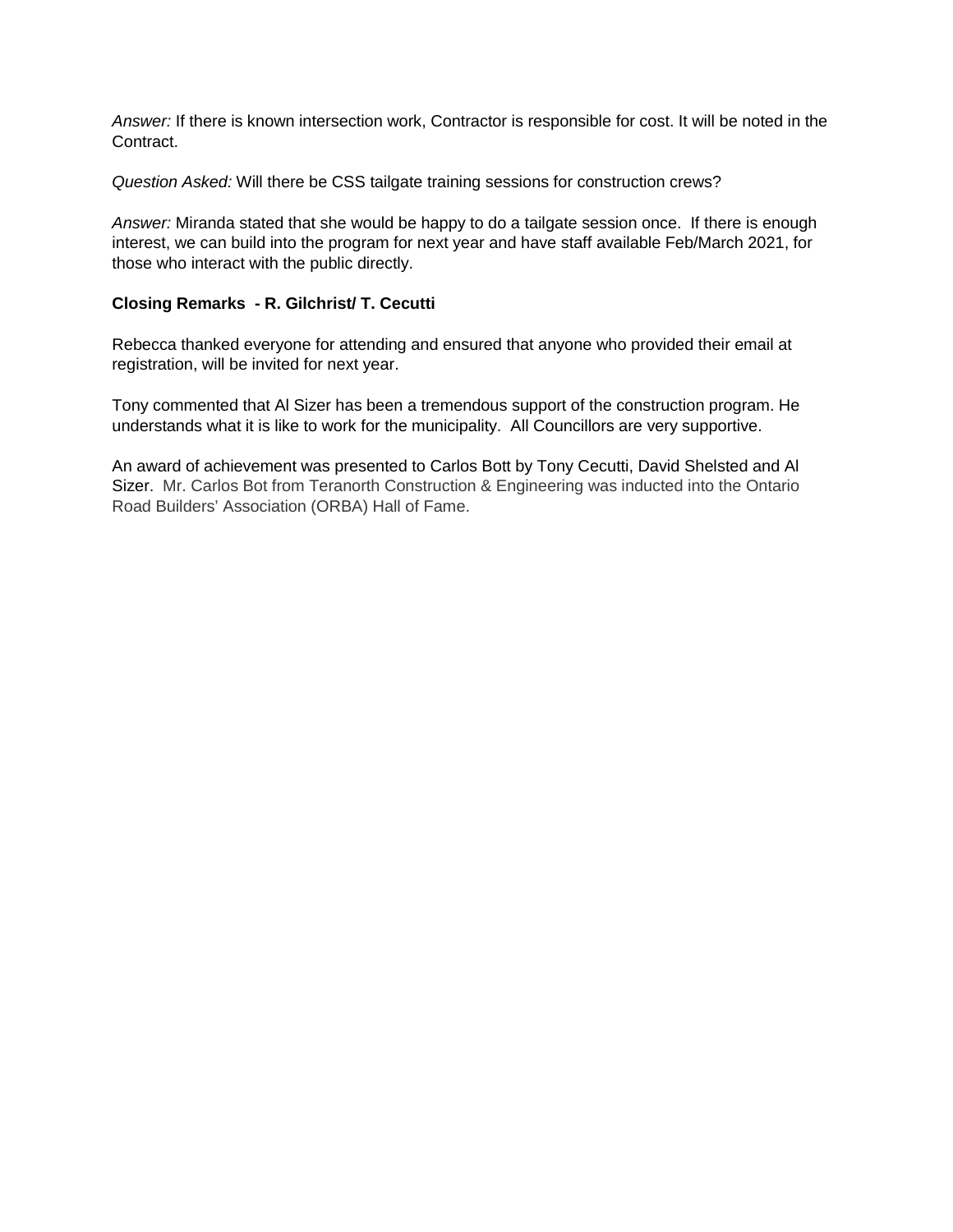*Answer:* If there is known intersection work, Contractor is responsible for cost. It will be noted in the Contract.

*Question Asked:* Will there be CSS tailgate training sessions for construction crews?

*Answer:* Miranda stated that she would be happy to do a tailgate session once. If there is enough interest, we can build into the program for next year and have staff available Feb/March 2021, for those who interact with the public directly.

**Closing Remarks - R. Gilchrist/ T. Cecutti**

Rebecca thanked everyone for attending and ensured that anyone who provided their email at registration, will be invited for next year.

Tony commented that Al Sizer has been a tremendous support of the construction program. He understands what it is like to work for the municipality. All Councillors are very supportive.

An award of achievement was presented to Carlos Bott by Tony Cecutti, David Shelsted and Al Sizer. Mr. Carlos Bot from Teranorth Construction & Engineering was inducted into the Ontario Road Builders' Association (ORBA) Hall of Fame.